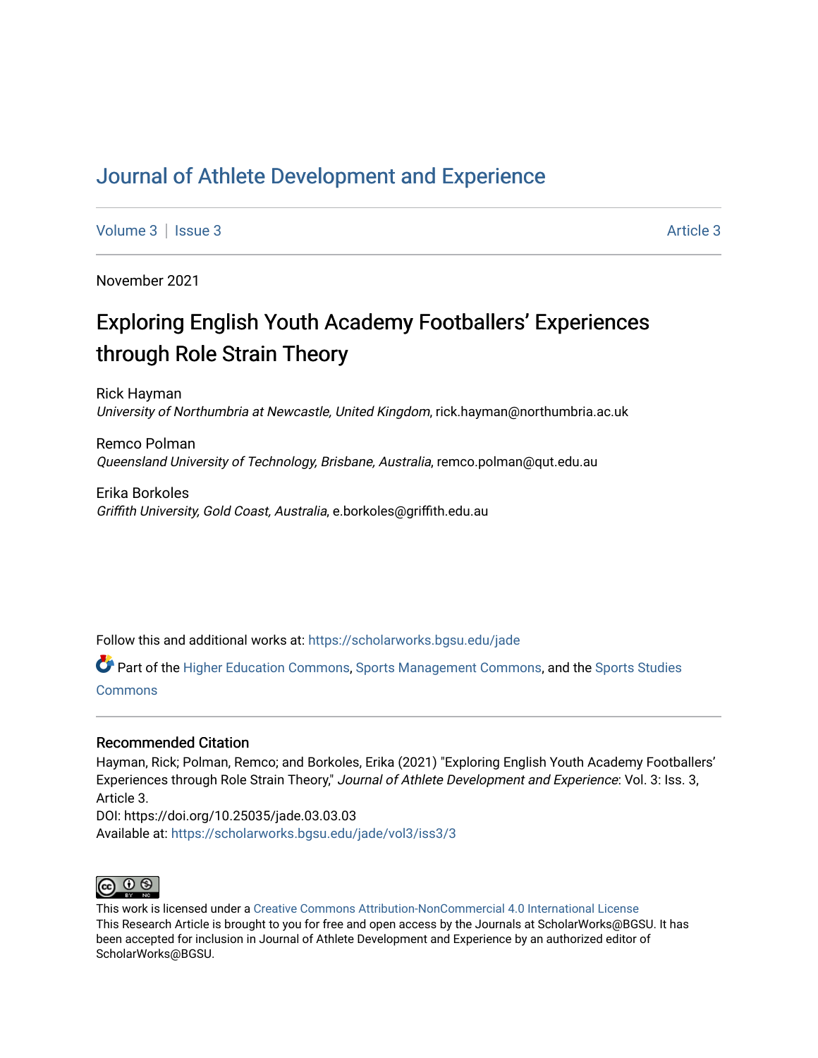# Journal of Athlete Development and Experience

Volume 3 | Issue 3 Article 3

November 2021

## Exploring English Youth Academy Footballers' Experiences through Role Strain Theory

Rick Hayman
*University of Northumbria at Newcastle, United Kingdom*, rick.hayman@northumbria.ac.uk

Remco Polman
*Queensland University of Technology, Brisbane, Australia*, remco.polman@qut.edu.au

Erika Borkoles
*Griffith University, Gold Coast, Australia*, e.borkoles@griffith.edu.au

Follow this and additional works at: https://scholarworks.bgsu.edu/jade

Part of the Higher Education Commons, Sports Management Commons, and the Sports Studies Commons

### Recommended Citation

Hayman, Rick; Polman, Remco; and Borkoles, Erika (2021) "Exploring English Youth Academy Footballers' Experiences through Role Strain Theory," *Journal of Athlete Development and Experience*: Vol. 3: Iss. 3, Article 3.
DOI: https://doi.org/10.25035/jade.03.03.03
Available at: https://scholarworks.bgsu.edu/jade/vol3/iss3/3

This work is licensed under a Creative Commons Attribution-NonCommercial 4.0 International License
This Research Article is brought to you for free and open access by the Journals at ScholarWorks@BGSU. It has been accepted for inclusion in Journal of Athlete Development and Experience by an authorized editor of ScholarWorks@BGSU.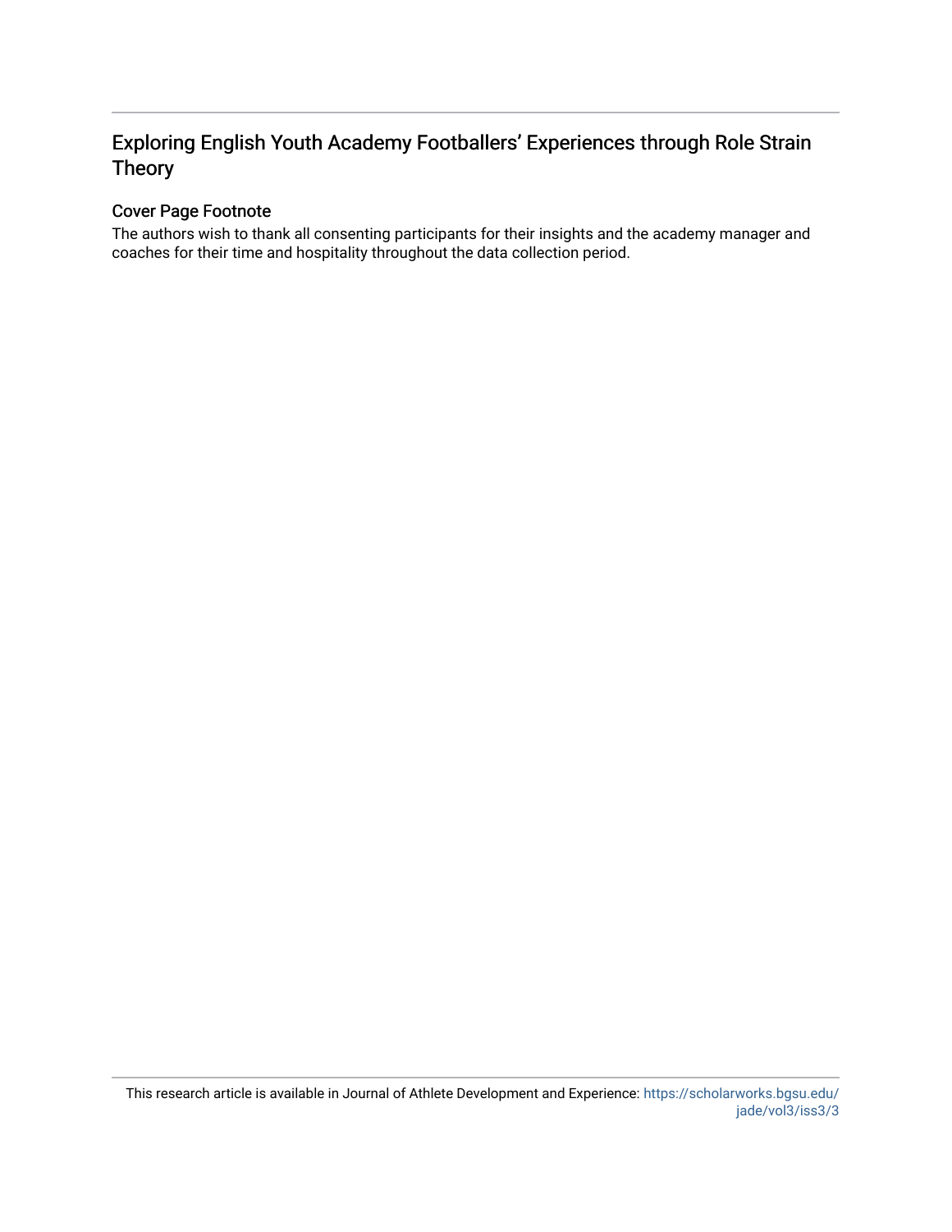## Exploring English Youth Academy Footballers' Experiences through Role Strain Theory

### Cover Page Footnote

The authors wish to thank all consenting participants for their insights and the academy manager and coaches for their time and hospitality throughout the data collection period.

This research article is available in Journal of Athlete Development and Experience: https://scholarworks.bgsu.edu/jade/vol3/iss3/3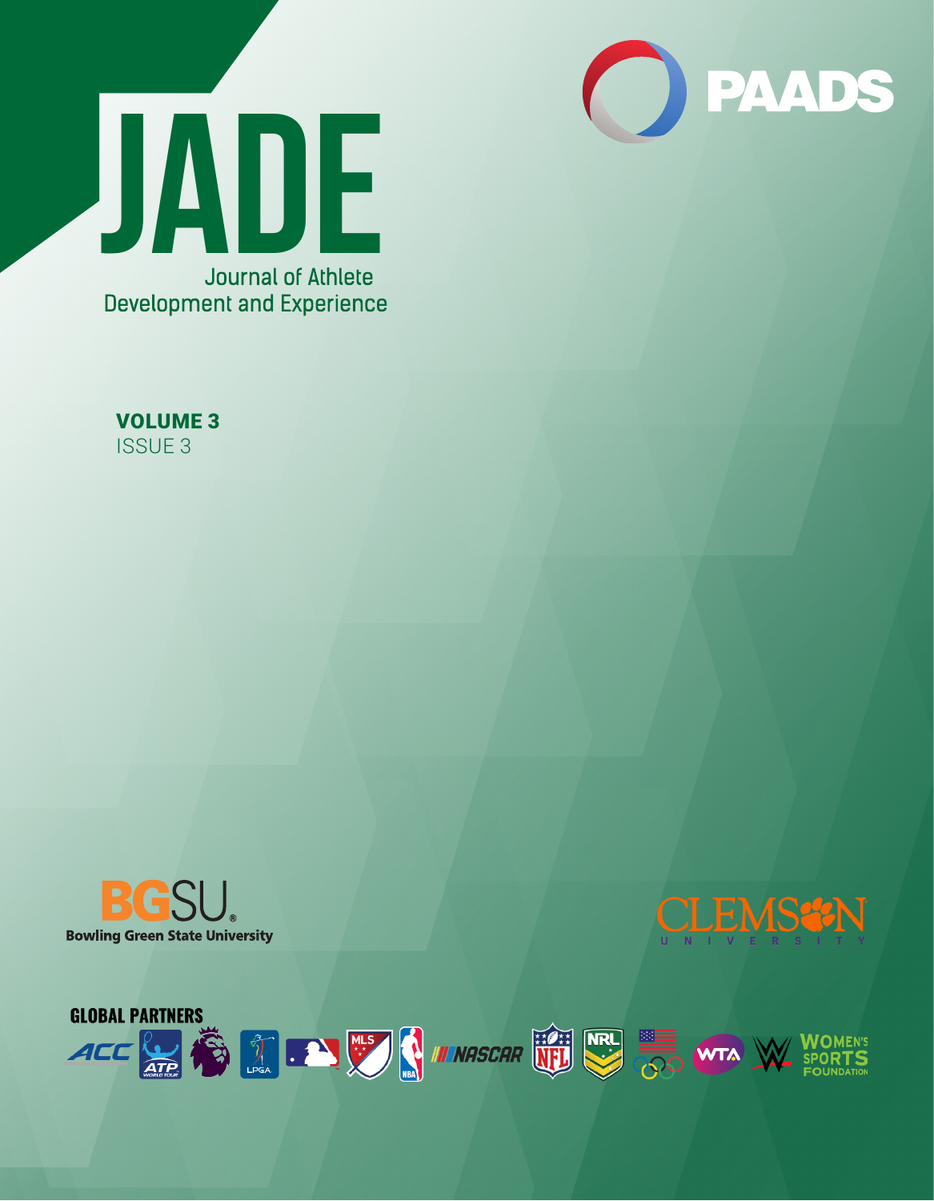# JADE

Journal of Athlete Development and Experience

PAADS

**VOLUME 3**

ISSUE 3

BGSU

Bowling Green State University

CLEMSON UNIVERSITY

GLOBAL PARTNERS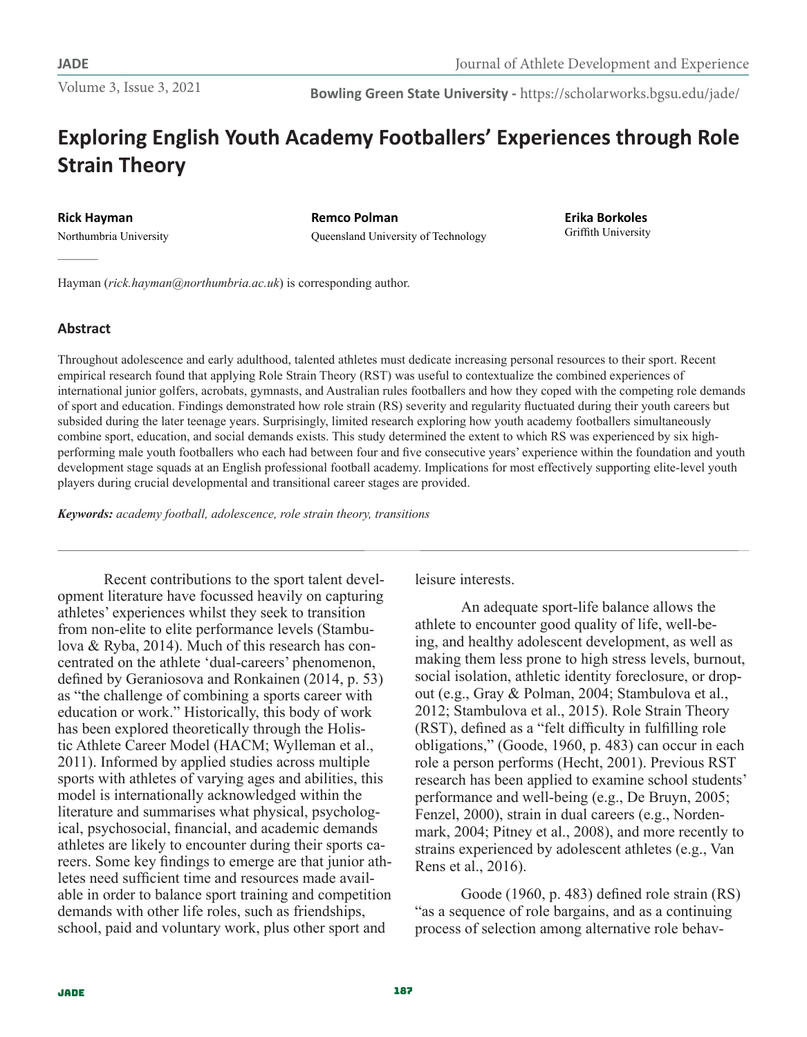# Exploring English Youth Academy Footballers' Experiences through Role Strain Theory

**Rick Hayman**
Northumbria University

**Remco Polman**
Queensland University of Technology

**Erika Borkoles**
Griffith University

Hayman (*rick.hayman@northumbria.ac.uk*) is corresponding author.

## Abstract

Throughout adolescence and early adulthood, talented athletes must dedicate increasing personal resources to their sport. Recent empirical research found that applying Role Strain Theory (RST) was useful to contextualize the combined experiences of international junior golfers, acrobats, gymnasts, and Australian rules footballers and how they coped with the competing role demands of sport and education. Findings demonstrated how role strain (RS) severity and regularity fluctuated during their youth careers but subsided during the later teenage years. Surprisingly, limited research exploring how youth academy footballers simultaneously combine sport, education, and social demands exists. This study determined the extent to which RS was experienced by six high-performing male youth footballers who each had between four and five consecutive years' experience within the foundation and youth development stage squads at an English professional football academy. Implications for most effectively supporting elite-level youth players during crucial developmental and transitional career stages are provided.

***Keywords:*** *academy football, adolescence, role strain theory, transitions*

---

Recent contributions to the sport talent development literature have focussed heavily on capturing athletes' experiences whilst they seek to transition from non-elite to elite performance levels (Stambulova & Ryba, 2014). Much of this research has concentrated on the athlete 'dual-careers' phenomenon, defined by Geraniosova and Ronkainen (2014, p. 53) as "the challenge of combining a sports career with education or work." Historically, this body of work has been explored theoretically through the Holistic Athlete Career Model (HACM; Wylleman et al., 2011). Informed by applied studies across multiple sports with athletes of varying ages and abilities, this model is internationally acknowledged within the literature and summarises what physical, psychological, psychosocial, financial, and academic demands athletes are likely to encounter during their sports careers. Some key findings to emerge are that junior athletes need sufficient time and resources made available in order to balance sport training and competition demands with other life roles, such as friendships, school, paid and voluntary work, plus other sport and leisure interests.

An adequate sport-life balance allows the athlete to encounter good quality of life, well-being, and healthy adolescent development, as well as making them less prone to high stress levels, burnout, social isolation, athletic identity foreclosure, or dropout (e.g., Gray & Polman, 2004; Stambulova et al., 2012; Stambulova et al., 2015). Role Strain Theory (RST), defined as a "felt difficulty in fulfilling role obligations," (Goode, 1960, p. 483) can occur in each role a person performs (Hecht, 2001). Previous RST research has been applied to examine school students' performance and well-being (e.g., De Bruyn, 2005; Fenzel, 2000), strain in dual careers (e.g., Nordenmark, 2004; Pitney et al., 2008), and more recently to strains experienced by adolescent athletes (e.g., Van Rens et al., 2016).

Goode (1960, p. 483) defined role strain (RS) "as a sequence of role bargains, and as a continuing process of selection among alternative role behav-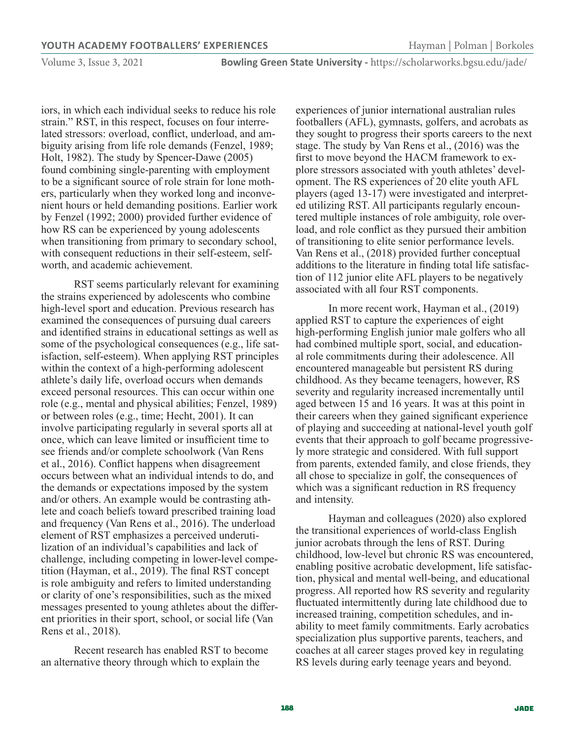iors, in which each individual seeks to reduce his role strain." RST, in this respect, focuses on four interrelated stressors: overload, conflict, underload, and ambiguity arising from life role demands (Fenzel, 1989; Holt, 1982). The study by Spencer-Dawe (2005) found combining single-parenting with employment to be a significant source of role strain for lone mothers, particularly when they worked long and inconvenient hours or held demanding positions. Earlier work by Fenzel (1992; 2000) provided further evidence of how RS can be experienced by young adolescents when transitioning from primary to secondary school, with consequent reductions in their self-esteem, self-worth, and academic achievement.

RST seems particularly relevant for examining the strains experienced by adolescents who combine high-level sport and education. Previous research has examined the consequences of pursuing dual careers and identified strains in educational settings as well as some of the psychological consequences (e.g., life satisfaction, self-esteem). When applying RST principles within the context of a high-performing adolescent athlete's daily life, overload occurs when demands exceed personal resources. This can occur within one role (e.g., mental and physical abilities; Fenzel, 1989) or between roles (e.g., time; Hecht, 2001). It can involve participating regularly in several sports all at once, which can leave limited or insufficient time to see friends and/or complete schoolwork (Van Rens et al., 2016). Conflict happens when disagreement occurs between what an individual intends to do, and the demands or expectations imposed by the system and/or others. An example would be contrasting athlete and coach beliefs toward prescribed training load and frequency (Van Rens et al., 2016). The underload element of RST emphasizes a perceived underutilization of an individual's capabilities and lack of challenge, including competing in lower-level competition (Hayman, et al., 2019). The final RST concept is role ambiguity and refers to limited understanding or clarity of one's responsibilities, such as the mixed messages presented to young athletes about the different priorities in their sport, school, or social life (Van Rens et al., 2018).

Recent research has enabled RST to become an alternative theory through which to explain the experiences of junior international australian rules footballers (AFL), gymnasts, golfers, and acrobats as they sought to progress their sports careers to the next stage. The study by Van Rens et al., (2016) was the first to move beyond the HACM framework to explore stressors associated with youth athletes' development. The RS experiences of 20 elite youth AFL players (aged 13-17) were investigated and interpreted utilizing RST. All participants regularly encountered multiple instances of role ambiguity, role overload, and role conflict as they pursued their ambition of transitioning to elite senior performance levels. Van Rens et al., (2018) provided further conceptual additions to the literature in finding total life satisfaction of 112 junior elite AFL players to be negatively associated with all four RST components.

In more recent work, Hayman et al., (2019) applied RST to capture the experiences of eight high-performing English junior male golfers who all had combined multiple sport, social, and educational role commitments during their adolescence. All encountered manageable but persistent RS during childhood. As they became teenagers, however, RS severity and regularity increased incrementally until aged between 15 and 16 years. It was at this point in their careers when they gained significant experience of playing and succeeding at national-level youth golf events that their approach to golf became progressively more strategic and considered. With full support from parents, extended family, and close friends, they all chose to specialize in golf, the consequences of which was a significant reduction in RS frequency and intensity.

Hayman and colleagues (2020) also explored the transitional experiences of world-class English junior acrobats through the lens of RST. During childhood, low-level but chronic RS was encountered, enabling positive acrobatic development, life satisfaction, physical and mental well-being, and educational progress. All reported how RS severity and regularity fluctuated intermittently during late childhood due to increased training, competition schedules, and inability to meet family commitments. Early acrobatics specialization plus supportive parents, teachers, and coaches at all career stages proved key in regulating RS levels during early teenage years and beyond.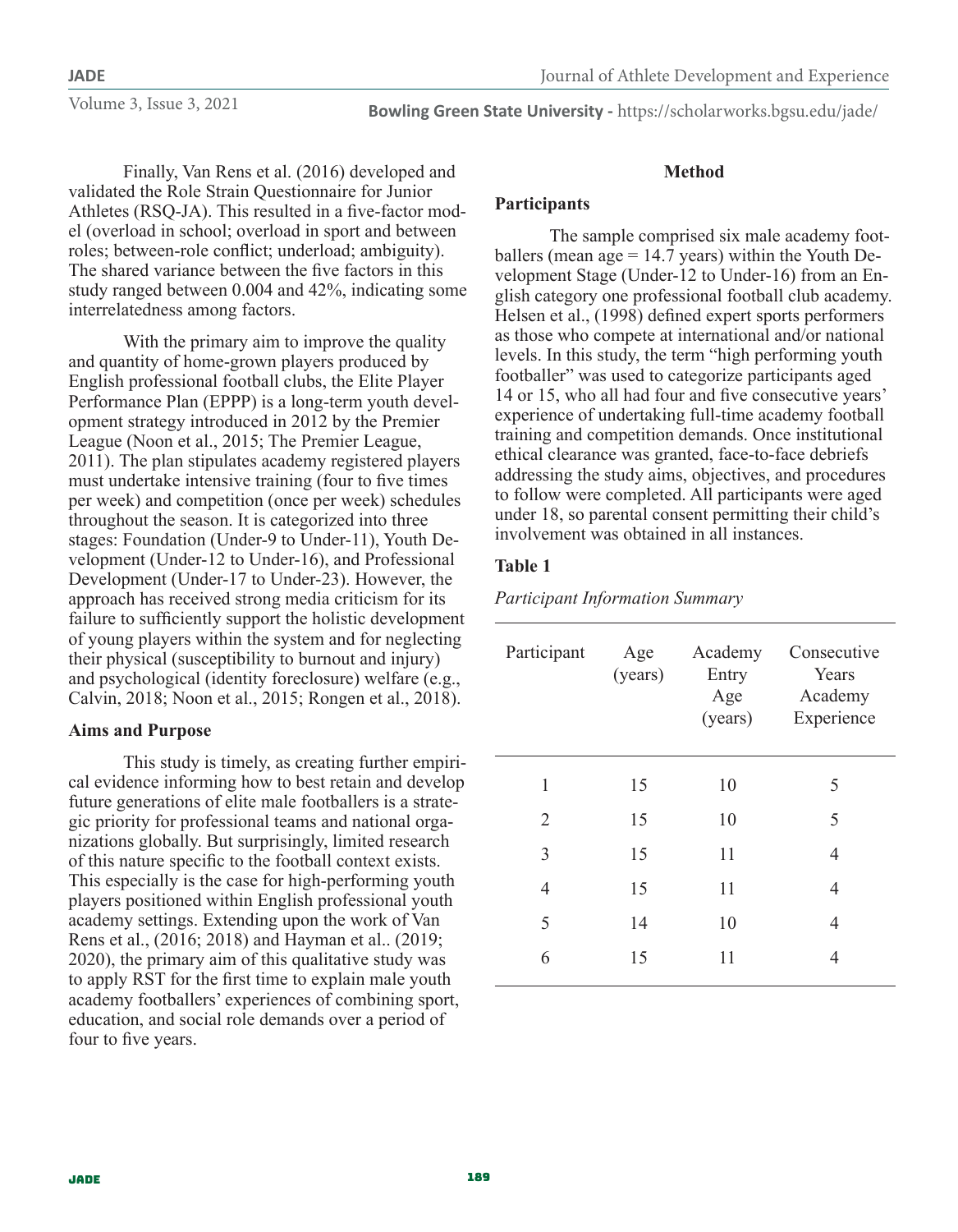Finally, Van Rens et al. (2016) developed and validated the Role Strain Questionnaire for Junior Athletes (RSQ-JA). This resulted in a five-factor model (overload in school; overload in sport and between roles; between-role conflict; underload; ambiguity). The shared variance between the five factors in this study ranged between 0.004 and 42%, indicating some interrelatedness among factors.

With the primary aim to improve the quality and quantity of home-grown players produced by English professional football clubs, the Elite Player Performance Plan (EPPP) is a long-term youth development strategy introduced in 2012 by the Premier League (Noon et al., 2015; The Premier League, 2011). The plan stipulates academy registered players must undertake intensive training (four to five times per week) and competition (once per week) schedules throughout the season. It is categorized into three stages: Foundation (Under-9 to Under-11), Youth Development (Under-12 to Under-16), and Professional Development (Under-17 to Under-23). However, the approach has received strong media criticism for its failure to sufficiently support the holistic development of young players within the system and for neglecting their physical (susceptibility to burnout and injury) and psychological (identity foreclosure) welfare (e.g., Calvin, 2018; Noon et al., 2015; Rongen et al., 2018).

### Aims and Purpose

This study is timely, as creating further empirical evidence informing how to best retain and develop future generations of elite male footballers is a strategic priority for professional teams and national organizations globally. But surprisingly, limited research of this nature specific to the football context exists. This especially is the case for high-performing youth players positioned within English professional youth academy settings. Extending upon the work of Van Rens et al., (2016; 2018) and Hayman et al.. (2019; 2020), the primary aim of this qualitative study was to apply RST for the first time to explain male youth academy footballers' experiences of combining sport, education, and social role demands over a period of four to five years.

## Method

### Participants

The sample comprised six male academy footballers (mean age = 14.7 years) within the Youth Development Stage (Under-12 to Under-16) from an English category one professional football club academy. Helsen et al., (1998) defined expert sports performers as those who compete at international and/or national levels. In this study, the term "high performing youth footballer" was used to categorize participants aged 14 or 15, who all had four and five consecutive years' experience of undertaking full-time academy football training and competition demands. Once institutional ethical clearance was granted, face-to-face debriefs addressing the study aims, objectives, and procedures to follow were completed. All participants were aged under 18, so parental consent permitting their child's involvement was obtained in all instances.

**Table 1**

*Participant Information Summary*

| Participant | Age (years) | Academy Entry Age (years) | Consecutive Years Academy Experience |
|---|---|---|---|
| 1 | 15 | 10 | 5 |
| 2 | 15 | 10 | 5 |
| 3 | 15 | 11 | 4 |
| 4 | 15 | 11 | 4 |
| 5 | 14 | 10 | 4 |
| 6 | 15 | 11 | 4 |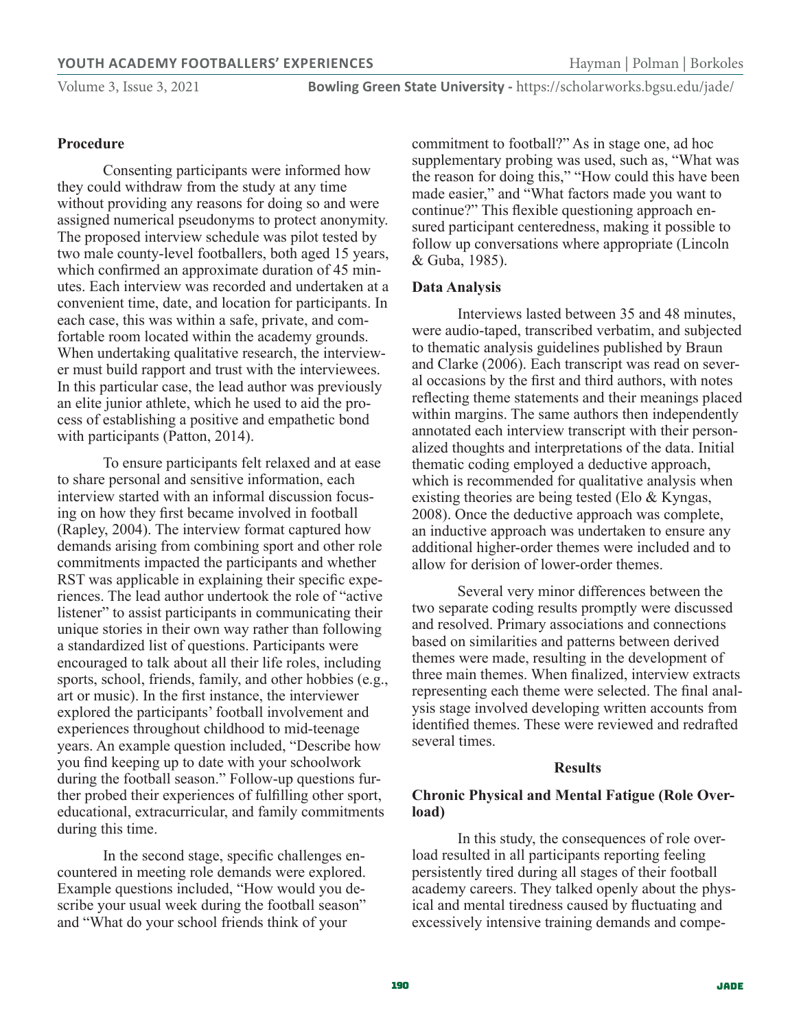### Procedure

Consenting participants were informed how they could withdraw from the study at any time without providing any reasons for doing so and were assigned numerical pseudonyms to protect anonymity. The proposed interview schedule was pilot tested by two male county-level footballers, both aged 15 years, which confirmed an approximate duration of 45 minutes. Each interview was recorded and undertaken at a convenient time, date, and location for participants. In each case, this was within a safe, private, and comfortable room located within the academy grounds. When undertaking qualitative research, the interviewer must build rapport and trust with the interviewees. In this particular case, the lead author was previously an elite junior athlete, which he used to aid the process of establishing a positive and empathetic bond with participants (Patton, 2014).

To ensure participants felt relaxed and at ease to share personal and sensitive information, each interview started with an informal discussion focusing on how they first became involved in football (Rapley, 2004). The interview format captured how demands arising from combining sport and other role commitments impacted the participants and whether RST was applicable in explaining their specific experiences. The lead author undertook the role of "active listener" to assist participants in communicating their unique stories in their own way rather than following a standardized list of questions. Participants were encouraged to talk about all their life roles, including sports, school, friends, family, and other hobbies (e.g., art or music). In the first instance, the interviewer explored the participants' football involvement and experiences throughout childhood to mid-teenage years. An example question included, "Describe how you find keeping up to date with your schoolwork during the football season." Follow-up questions further probed their experiences of fulfilling other sport, educational, extracurricular, and family commitments during this time.

In the second stage, specific challenges encountered in meeting role demands were explored. Example questions included, "How would you describe your usual week during the football season" and "What do your school friends think of your commitment to football?" As in stage one, ad hoc supplementary probing was used, such as, "What was the reason for doing this," "How could this have been made easier," and "What factors made you want to continue?" This flexible questioning approach ensured participant centeredness, making it possible to follow up conversations where appropriate (Lincoln & Guba, 1985).

### Data Analysis

Interviews lasted between 35 and 48 minutes, were audio-taped, transcribed verbatim, and subjected to thematic analysis guidelines published by Braun and Clarke (2006). Each transcript was read on several occasions by the first and third authors, with notes reflecting theme statements and their meanings placed within margins. The same authors then independently annotated each interview transcript with their personalized thoughts and interpretations of the data. Initial thematic coding employed a deductive approach, which is recommended for qualitative analysis when existing theories are being tested (Elo & Kyngas, 2008). Once the deductive approach was complete, an inductive approach was undertaken to ensure any additional higher-order themes were included and to allow for derision of lower-order themes.

Several very minor differences between the two separate coding results promptly were discussed and resolved. Primary associations and connections based on similarities and patterns between derived themes were made, resulting in the development of three main themes. When finalized, interview extracts representing each theme were selected. The final analysis stage involved developing written accounts from identified themes. These were reviewed and redrafted several times.

## Results

### Chronic Physical and Mental Fatigue (Role Overload)

In this study, the consequences of role overload resulted in all participants reporting feeling persistently tired during all stages of their football academy careers. They talked openly about the physical and mental tiredness caused by fluctuating and excessively intensive training demands and compe-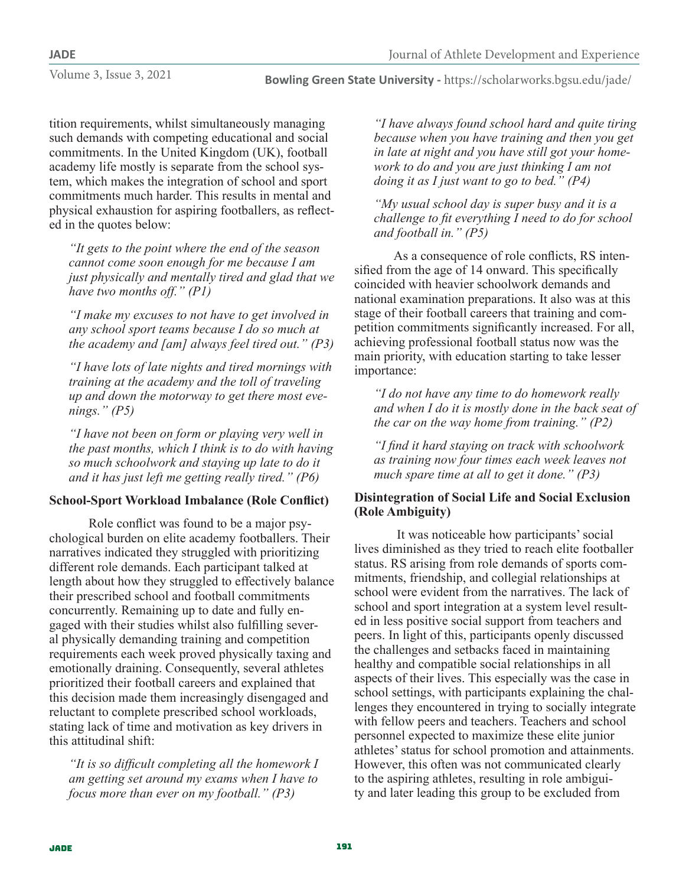tition requirements, whilst simultaneously managing such demands with competing educational and social commitments. In the United Kingdom (UK), football academy life mostly is separate from the school system, which makes the integration of school and sport commitments much harder. This results in mental and physical exhaustion for aspiring footballers, as reflected in the quotes below:

> *"It gets to the point where the end of the season cannot come soon enough for me because I am just physically and mentally tired and glad that we have two months off." (P1)*

> *"I make my excuses to not have to get involved in any school sport teams because I do so much at the academy and [am] always feel tired out." (P3)*

> *"I have lots of late nights and tired mornings with training at the academy and the toll of traveling up and down the motorway to get there most evenings." (P5)*

> *"I have not been on form or playing very well in the past months, which I think is to do with having so much schoolwork and staying up late to do it and it has just left me getting really tired." (P6)*

**School-Sport Workload Imbalance (Role Conflict)**

Role conflict was found to be a major psychological burden on elite academy footballers. Their narratives indicated they struggled with prioritizing different role demands. Each participant talked at length about how they struggled to effectively balance their prescribed school and football commitments concurrently. Remaining up to date and fully engaged with their studies whilst also fulfilling several physically demanding training and competition requirements each week proved physically taxing and emotionally draining. Consequently, several athletes prioritized their football careers and explained that this decision made them increasingly disengaged and reluctant to complete prescribed school workloads, stating lack of time and motivation as key drivers in this attitudinal shift:

> *"It is so difficult completing all the homework I am getting set around my exams when I have to focus more than ever on my football." (P3)*

> *"I have always found school hard and quite tiring because when you have training and then you get in late at night and you have still got your homework to do and you are just thinking I am not doing it as I just want to go to bed." (P4)*

> *"My usual school day is super busy and it is a challenge to fit everything I need to do for school and football in." (P5)*

As a consequence of role conflicts, RS intensified from the age of 14 onward. This specifically coincided with heavier schoolwork demands and national examination preparations. It also was at this stage of their football careers that training and competition commitments significantly increased. For all, achieving professional football status now was the main priority, with education starting to take lesser importance:

> *"I do not have any time to do homework really and when I do it is mostly done in the back seat of the car on the way home from training." (P2)*

> *"I find it hard staying on track with schoolwork as training now four times each week leaves not much spare time at all to get it done." (P3)*

**Disintegration of Social Life and Social Exclusion (Role Ambiguity)**

It was noticeable how participants' social lives diminished as they tried to reach elite footballer status. RS arising from role demands of sports commitments, friendship, and collegial relationships at school were evident from the narratives. The lack of school and sport integration at a system level resulted in less positive social support from teachers and peers. In light of this, participants openly discussed the challenges and setbacks faced in maintaining healthy and compatible social relationships in all aspects of their lives. This especially was the case in school settings, with participants explaining the challenges they encountered in trying to socially integrate with fellow peers and teachers. Teachers and school personnel expected to maximize these elite junior athletes' status for school promotion and attainments. However, this often was not communicated clearly to the aspiring athletes, resulting in role ambiguity and later leading this group to be excluded from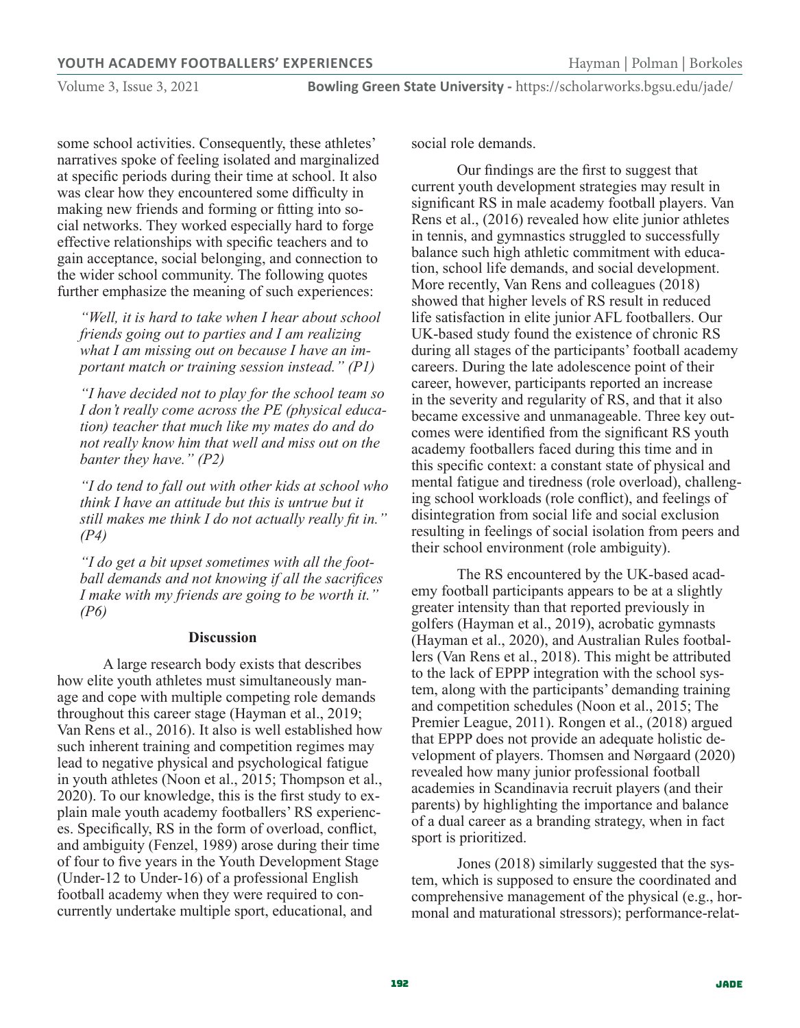some school activities. Consequently, these athletes' narratives spoke of feeling isolated and marginalized at specific periods during their time at school. It also was clear how they encountered some difficulty in making new friends and forming or fitting into social networks. They worked especially hard to forge effective relationships with specific teachers and to gain acceptance, social belonging, and connection to the wider school community. The following quotes further emphasize the meaning of such experiences:

> *"Well, it is hard to take when I hear about school friends going out to parties and I am realizing what I am missing out on because I have an important match or training session instead." (P1)*
>
> *"I have decided not to play for the school team so I don't really come across the PE (physical education) teacher that much like my mates do and do not really know him that well and miss out on the banter they have." (P2)*
>
> *"I do tend to fall out with other kids at school who think I have an attitude but this is untrue but it still makes me think I do not actually really fit in." (P4)*
>
> *"I do get a bit upset sometimes with all the football demands and not knowing if all the sacrifices I make with my friends are going to be worth it." (P6)*

## Discussion

A large research body exists that describes how elite youth athletes must simultaneously manage and cope with multiple competing role demands throughout this career stage (Hayman et al., 2019; Van Rens et al., 2016). It also is well established how such inherent training and competition regimes may lead to negative physical and psychological fatigue in youth athletes (Noon et al., 2015; Thompson et al., 2020). To our knowledge, this is the first study to explain male youth academy footballers' RS experiences. Specifically, RS in the form of overload, conflict, and ambiguity (Fenzel, 1989) arose during their time of four to five years in the Youth Development Stage (Under-12 to Under-16) of a professional English football academy when they were required to concurrently undertake multiple sport, educational, and social role demands.

Our findings are the first to suggest that current youth development strategies may result in significant RS in male academy football players. Van Rens et al., (2016) revealed how elite junior athletes in tennis, and gymnastics struggled to successfully balance such high athletic commitment with education, school life demands, and social development. More recently, Van Rens and colleagues (2018) showed that higher levels of RS result in reduced life satisfaction in elite junior AFL footballers. Our UK-based study found the existence of chronic RS during all stages of the participants' football academy careers. During the late adolescence point of their career, however, participants reported an increase in the severity and regularity of RS, and that it also became excessive and unmanageable. Three key outcomes were identified from the significant RS youth academy footballers faced during this time and in this specific context: a constant state of physical and mental fatigue and tiredness (role overload), challenging school workloads (role conflict), and feelings of disintegration from social life and social exclusion resulting in feelings of social isolation from peers and their school environment (role ambiguity).

The RS encountered by the UK-based academy football participants appears to be at a slightly greater intensity than that reported previously in golfers (Hayman et al., 2019), acrobatic gymnasts (Hayman et al., 2020), and Australian Rules footballers (Van Rens et al., 2018). This might be attributed to the lack of EPPP integration with the school system, along with the participants' demanding training and competition schedules (Noon et al., 2015; The Premier League, 2011). Rongen et al., (2018) argued that EPPP does not provide an adequate holistic development of players. Thomsen and Nørgaard (2020) revealed how many junior professional football academies in Scandinavia recruit players (and their parents) by highlighting the importance and balance of a dual career as a branding strategy, when in fact sport is prioritized.

Jones (2018) similarly suggested that the system, which is supposed to ensure the coordinated and comprehensive management of the physical (e.g., hormonal and maturational stressors); performance-relat-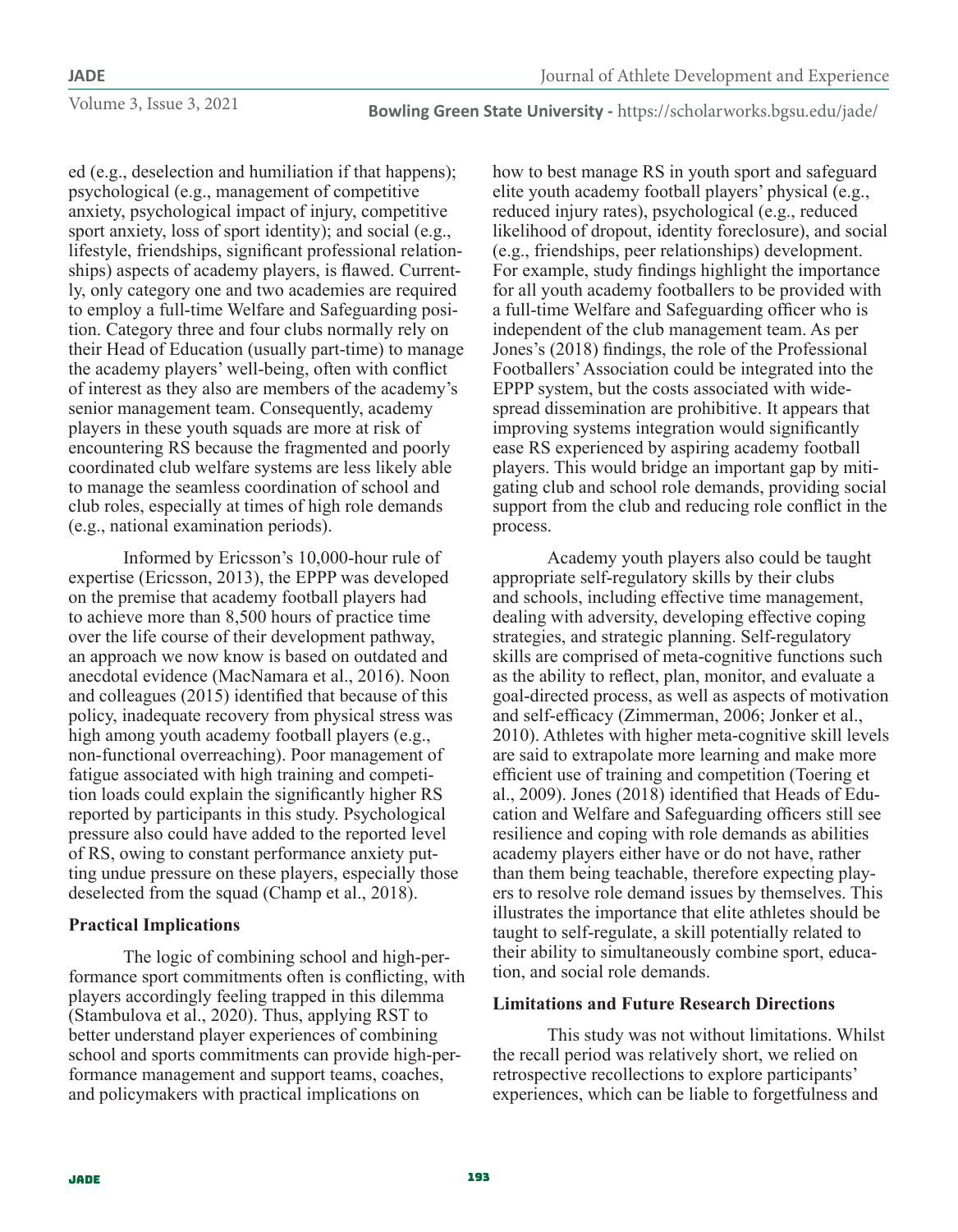ed (e.g., deselection and humiliation if that happens); psychological (e.g., management of competitive anxiety, psychological impact of injury, competitive sport anxiety, loss of sport identity); and social (e.g., lifestyle, friendships, significant professional relationships) aspects of academy players, is flawed. Currently, only category one and two academies are required to employ a full-time Welfare and Safeguarding position. Category three and four clubs normally rely on their Head of Education (usually part-time) to manage the academy players' well-being, often with conflict of interest as they also are members of the academy's senior management team. Consequently, academy players in these youth squads are more at risk of encountering RS because the fragmented and poorly coordinated club welfare systems are less likely able to manage the seamless coordination of school and club roles, especially at times of high role demands (e.g., national examination periods).

Informed by Ericsson's 10,000-hour rule of expertise (Ericsson, 2013), the EPPP was developed on the premise that academy football players had to achieve more than 8,500 hours of practice time over the life course of their development pathway, an approach we now know is based on outdated and anecdotal evidence (MacNamara et al., 2016). Noon and colleagues (2015) identified that because of this policy, inadequate recovery from physical stress was high among youth academy football players (e.g., non-functional overreaching). Poor management of fatigue associated with high training and competition loads could explain the significantly higher RS reported by participants in this study. Psychological pressure also could have added to the reported level of RS, owing to constant performance anxiety putting undue pressure on these players, especially those deselected from the squad (Champ et al., 2018).

**Practical Implications**

The logic of combining school and high-performance sport commitments often is conflicting, with players accordingly feeling trapped in this dilemma (Stambulova et al., 2020). Thus, applying RST to better understand player experiences of combining school and sports commitments can provide high-performance management and support teams, coaches, and policymakers with practical implications on how to best manage RS in youth sport and safeguard elite youth academy football players' physical (e.g., reduced injury rates), psychological (e.g., reduced likelihood of dropout, identity foreclosure), and social (e.g., friendships, peer relationships) development. For example, study findings highlight the importance for all youth academy footballers to be provided with a full-time Welfare and Safeguarding officer who is independent of the club management team. As per Jones's (2018) findings, the role of the Professional Footballers' Association could be integrated into the EPPP system, but the costs associated with widespread dissemination are prohibitive. It appears that improving systems integration would significantly ease RS experienced by aspiring academy football players. This would bridge an important gap by mitigating club and school role demands, providing social support from the club and reducing role conflict in the process.

Academy youth players also could be taught appropriate self-regulatory skills by their clubs and schools, including effective time management, dealing with adversity, developing effective coping strategies, and strategic planning. Self-regulatory skills are comprised of meta-cognitive functions such as the ability to reflect, plan, monitor, and evaluate a goal-directed process, as well as aspects of motivation and self-efficacy (Zimmerman, 2006; Jonker et al., 2010). Athletes with higher meta-cognitive skill levels are said to extrapolate more learning and make more efficient use of training and competition (Toering et al., 2009). Jones (2018) identified that Heads of Education and Welfare and Safeguarding officers still see resilience and coping with role demands as abilities academy players either have or do not have, rather than them being teachable, therefore expecting players to resolve role demand issues by themselves. This illustrates the importance that elite athletes should be taught to self-regulate, a skill potentially related to their ability to simultaneously combine sport, education, and social role demands.

**Limitations and Future Research Directions**

This study was not without limitations. Whilst the recall period was relatively short, we relied on retrospective recollections to explore participants' experiences, which can be liable to forgetfulness and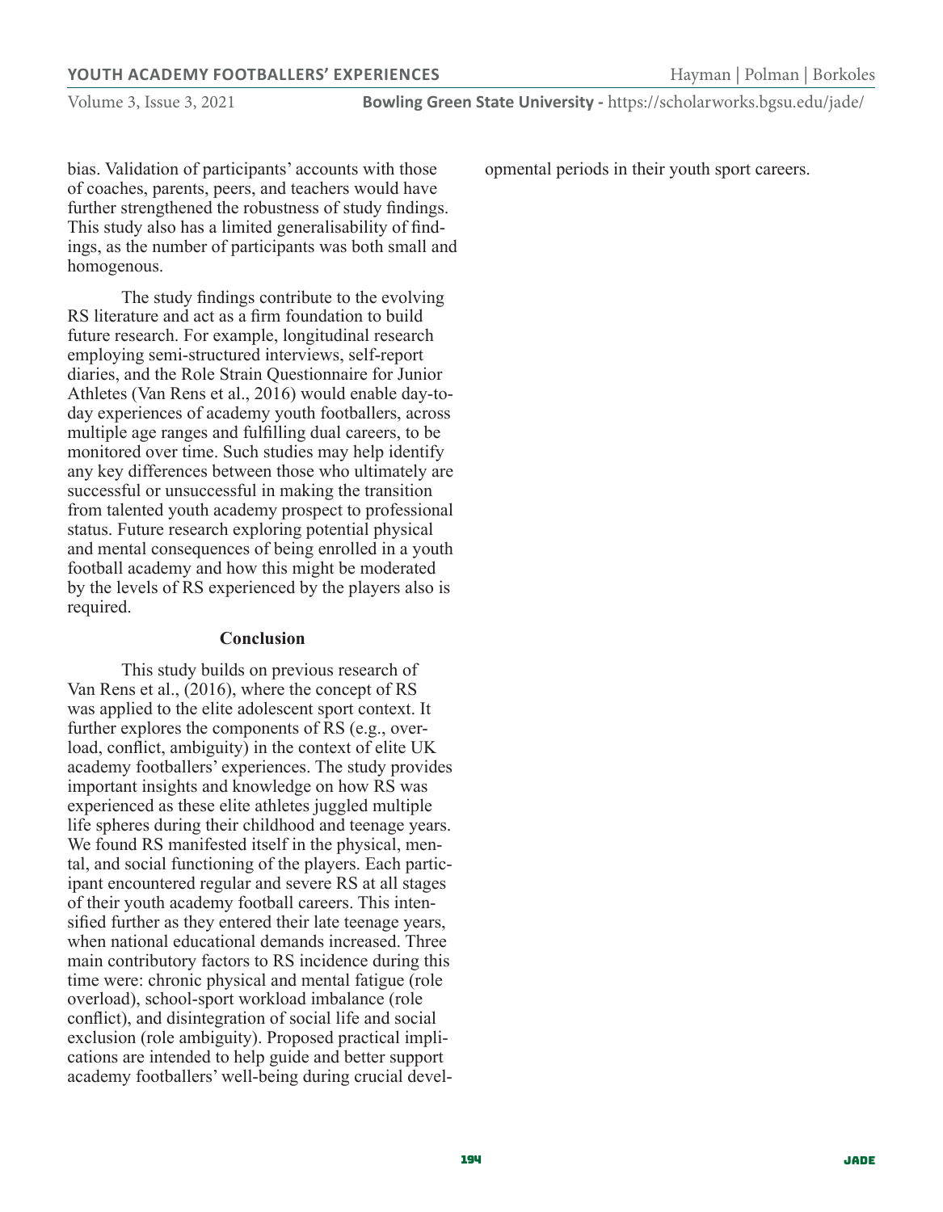bias. Validation of participants' accounts with those of coaches, parents, peers, and teachers would have further strengthened the robustness of study findings. This study also has a limited generalisability of findings, as the number of participants was both small and homogenous.

The study findings contribute to the evolving RS literature and act as a firm foundation to build future research. For example, longitudinal research employing semi-structured interviews, self-report diaries, and the Role Strain Questionnaire for Junior Athletes (Van Rens et al., 2016) would enable day-to-day experiences of academy youth footballers, across multiple age ranges and fulfilling dual careers, to be monitored over time. Such studies may help identify any key differences between those who ultimately are successful or unsuccessful in making the transition from talented youth academy prospect to professional status. Future research exploring potential physical and mental consequences of being enrolled in a youth football academy and how this might be moderated by the levels of RS experienced by the players also is required.

## Conclusion

This study builds on previous research of Van Rens et al., (2016), where the concept of RS was applied to the elite adolescent sport context. It further explores the components of RS (e.g., overload, conflict, ambiguity) in the context of elite UK academy footballers' experiences. The study provides important insights and knowledge on how RS was experienced as these elite athletes juggled multiple life spheres during their childhood and teenage years. We found RS manifested itself in the physical, mental, and social functioning of the players. Each participant encountered regular and severe RS at all stages of their youth academy football careers. This intensified further as they entered their late teenage years, when national educational demands increased. Three main contributory factors to RS incidence during this time were: chronic physical and mental fatigue (role overload), school-sport workload imbalance (role conflict), and disintegration of social life and social exclusion (role ambiguity). Proposed practical implications are intended to help guide and better support academy footballers' well-being during crucial developmental periods in their youth sport careers.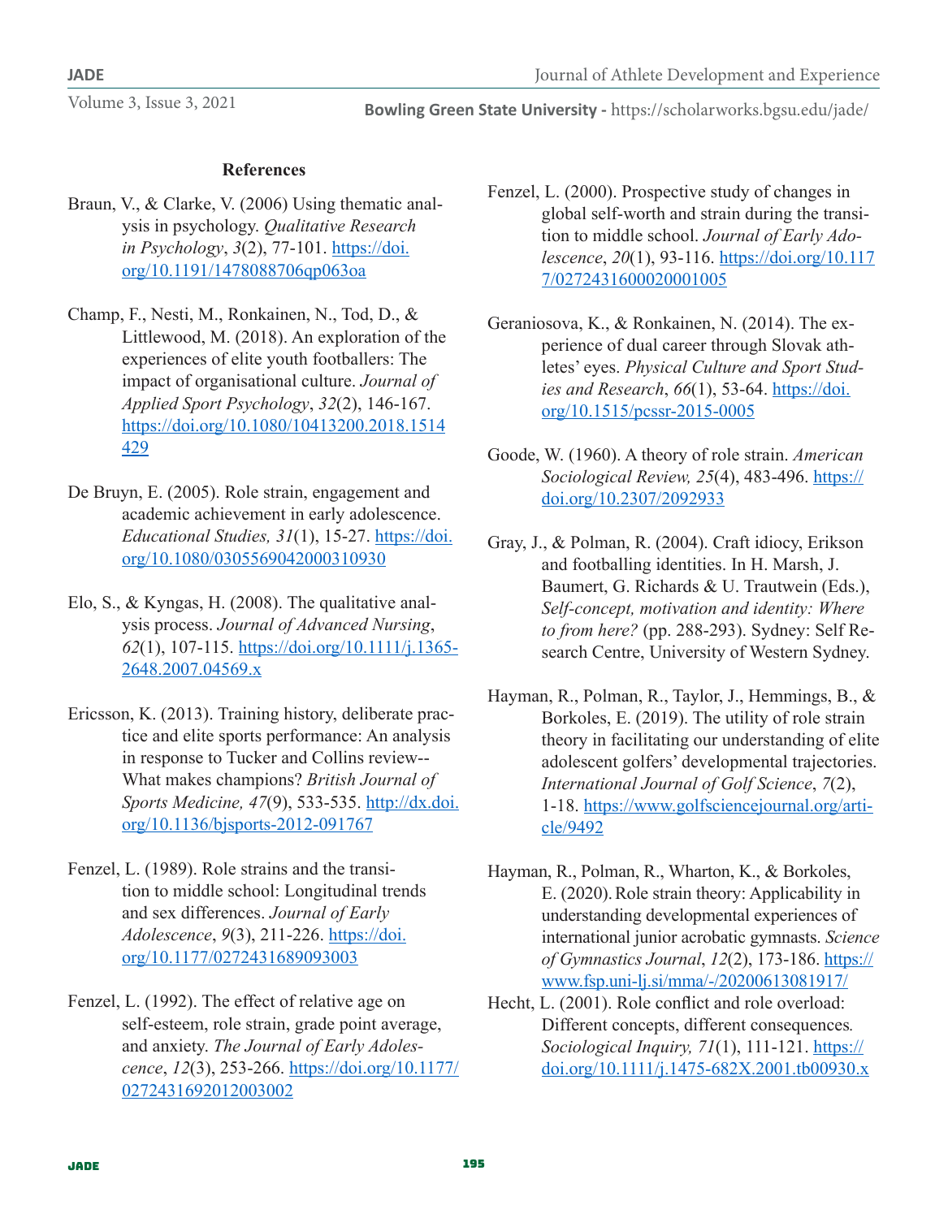## References

Braun, V., & Clarke, V. (2006) Using thematic analysis in psychology. *Qualitative Research in Psychology*, *3*(2), 77-101. https://doi.org/10.1191/1478088706qp063oa

Champ, F., Nesti, M., Ronkainen, N., Tod, D., & Littlewood, M. (2018). An exploration of the experiences of elite youth footballers: The impact of organisational culture. *Journal of Applied Sport Psychology*, *32*(2), 146-167. https://doi.org/10.1080/10413200.2018.1514429

De Bruyn, E. (2005). Role strain, engagement and academic achievement in early adolescence. *Educational Studies, 31*(1), 15-27. https://doi.org/10.1080/0305569042000310930

Elo, S., & Kyngas, H. (2008). The qualitative analysis process. *Journal of Advanced Nursing*, *62*(1), 107-115. https://doi.org/10.1111/j.1365-2648.2007.04569.x

Ericsson, K. (2013). Training history, deliberate practice and elite sports performance: An analysis in response to Tucker and Collins review--What makes champions? *British Journal of Sports Medicine, 47*(9), 533-535. http://dx.doi.org/10.1136/bjsports-2012-091767

Fenzel, L. (1989). Role strains and the transition to middle school: Longitudinal trends and sex differences. *Journal of Early Adolescence*, *9*(3), 211-226. https://doi.org/10.1177/0272431689093003

Fenzel, L. (1992). The effect of relative age on self-esteem, role strain, grade point average, and anxiety. *The Journal of Early Adolescence*, *12*(3), 253-266. https://doi.org/10.1177/0272431692012003002

Fenzel, L. (2000). Prospective study of changes in global self-worth and strain during the transition to middle school. *Journal of Early Adolescence*, *20*(1), 93-116. https://doi.org/10.1177/0272431600020001005

Geraniosova, K., & Ronkainen, N. (2014). The experience of dual career through Slovak athletes' eyes. *Physical Culture and Sport Studies and Research*, *66*(1), 53-64. https://doi.org/10.1515/pcssr-2015-0005

Goode, W. (1960). A theory of role strain. *American Sociological Review, 25*(4), 483-496. https://doi.org/10.2307/2092933

Gray, J., & Polman, R. (2004). Craft idiocy, Erikson and footballing identities. In H. Marsh, J. Baumert, G. Richards & U. Trautwein (Eds.), *Self-concept, motivation and identity: Where to from here?* (pp. 288-293). Sydney: Self Research Centre, University of Western Sydney.

Hayman, R., Polman, R., Taylor, J., Hemmings, B., & Borkoles, E. (2019). The utility of role strain theory in facilitating our understanding of elite adolescent golfers' developmental trajectories. *International Journal of Golf Science*, *7*(2), 1-18. https://www.golfsciencejournal.org/article/9492

Hayman, R., Polman, R., Wharton, K., & Borkoles, E. (2020). Role strain theory: Applicability in understanding developmental experiences of international junior acrobatic gymnasts. *Science of Gymnastics Journal*, *12*(2), 173-186. https://www.fsp.uni-lj.si/mma/-/20200613081917/

Hecht, L. (2001). Role conflict and role overload: Different concepts, different consequences. *Sociological Inquiry, 71*(1), 111-121. https://doi.org/10.1111/j.1475-682X.2001.tb00930.x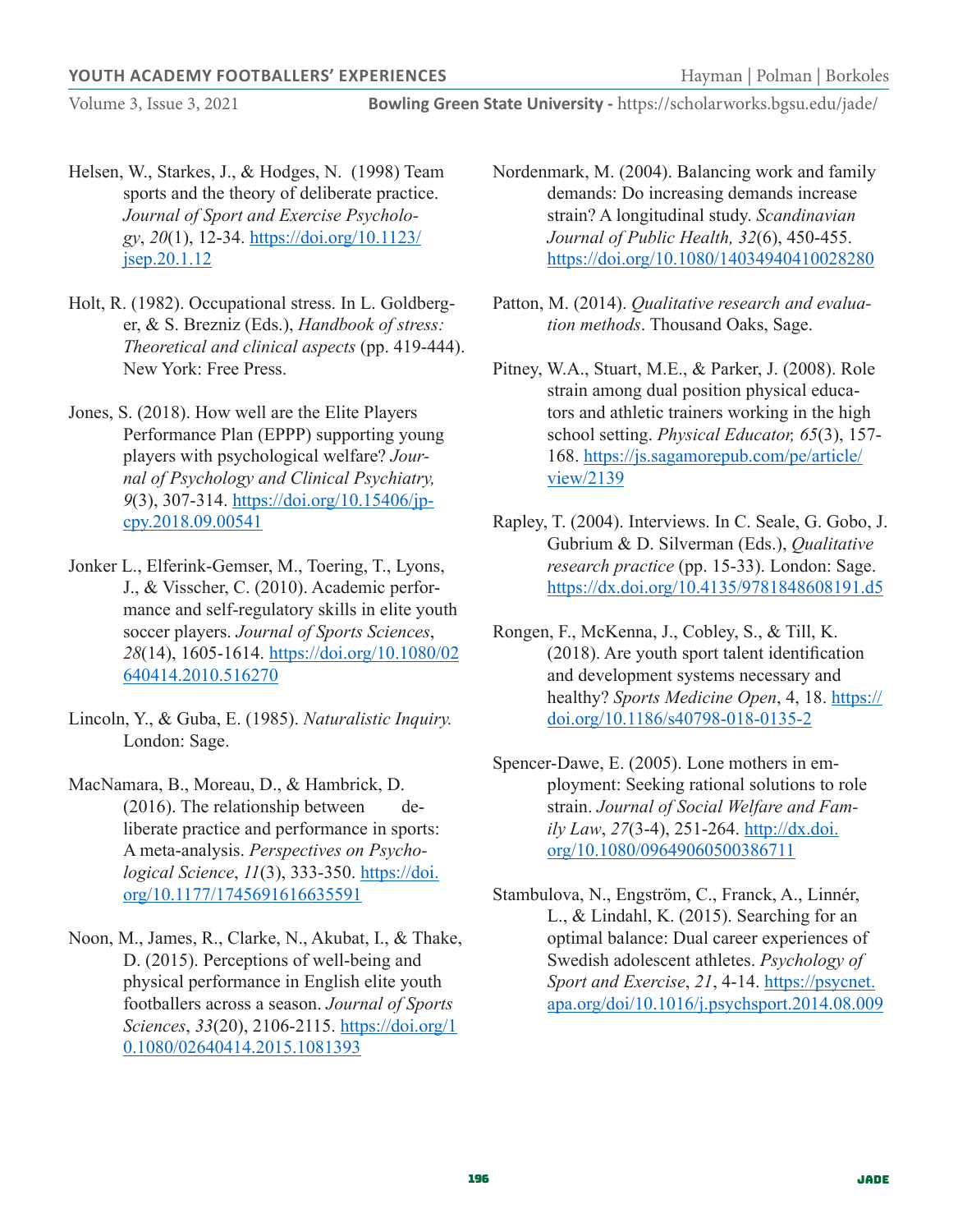Helsen, W., Starkes, J., & Hodges, N. (1998) Team sports and the theory of deliberate practice. *Journal of Sport and Exercise Psychology*, *20*(1), 12-34. https://doi.org/10.1123/jsep.20.1.12

Holt, R. (1982). Occupational stress. In L. Goldberger, & S. Brezniz (Eds.), *Handbook of stress: Theoretical and clinical aspects* (pp. 419-444). New York: Free Press.

Jones, S. (2018). How well are the Elite Players Performance Plan (EPPP) supporting young players with psychological welfare? *Journal of Psychology and Clinical Psychiatry, 9*(3), 307-314. https://doi.org/10.15406/jpcpy.2018.09.00541

Jonker L., Elferink-Gemser, M., Toering, T., Lyons, J., & Visscher, C. (2010). Academic performance and self-regulatory skills in elite youth soccer players. *Journal of Sports Sciences*, *28*(14), 1605-1614. https://doi.org/10.1080/02640414.2010.516270

Lincoln, Y., & Guba, E. (1985). *Naturalistic Inquiry.* London: Sage.

MacNamara, B., Moreau, D., & Hambrick, D. (2016). The relationship between deliberate practice and performance in sports: A meta-analysis. *Perspectives on Psychological Science*, *11*(3), 333-350. https://doi.org/10.1177/1745691616635591

Noon, M., James, R., Clarke, N., Akubat, I., & Thake, D. (2015). Perceptions of well-being and physical performance in English elite youth footballers across a season. *Journal of Sports Sciences*, *33*(20), 2106-2115. https://doi.org/10.1080/02640414.2015.1081393

Nordenmark, M. (2004). Balancing work and family demands: Do increasing demands increase strain? A longitudinal study. *Scandinavian Journal of Public Health, 32*(6), 450-455. https://doi.org/10.1080/14034940410028280

Patton, M. (2014). *Qualitative research and evaluation methods*. Thousand Oaks, Sage.

Pitney, W.A., Stuart, M.E., & Parker, J. (2008). Role strain among dual position physical educators and athletic trainers working in the high school setting. *Physical Educator, 65*(3), 157-168. https://js.sagamorepub.com/pe/article/view/2139

Rapley, T. (2004). Interviews. In C. Seale, G. Gobo, J. Gubrium & D. Silverman (Eds.), *Qualitative research practice* (pp. 15-33). London: Sage. https://dx.doi.org/10.4135/9781848608191.d5

Rongen, F., McKenna, J., Cobley, S., & Till, K. (2018). Are youth sport talent identification and development systems necessary and healthy? *Sports Medicine Open*, 4, 18. https://doi.org/10.1186/s40798-018-0135-2

Spencer-Dawe, E. (2005). Lone mothers in employment: Seeking rational solutions to role strain. *Journal of Social Welfare and Family Law*, *27*(3-4), 251-264. http://dx.doi.org/10.1080/09649060500386711

Stambulova, N., Engström, C., Franck, A., Linnér, L., & Lindahl, K. (2015). Searching for an optimal balance: Dual career experiences of Swedish adolescent athletes. *Psychology of Sport and Exercise*, *21*, 4-14. https://psycnet.apa.org/doi/10.1016/j.psychsport.2014.08.009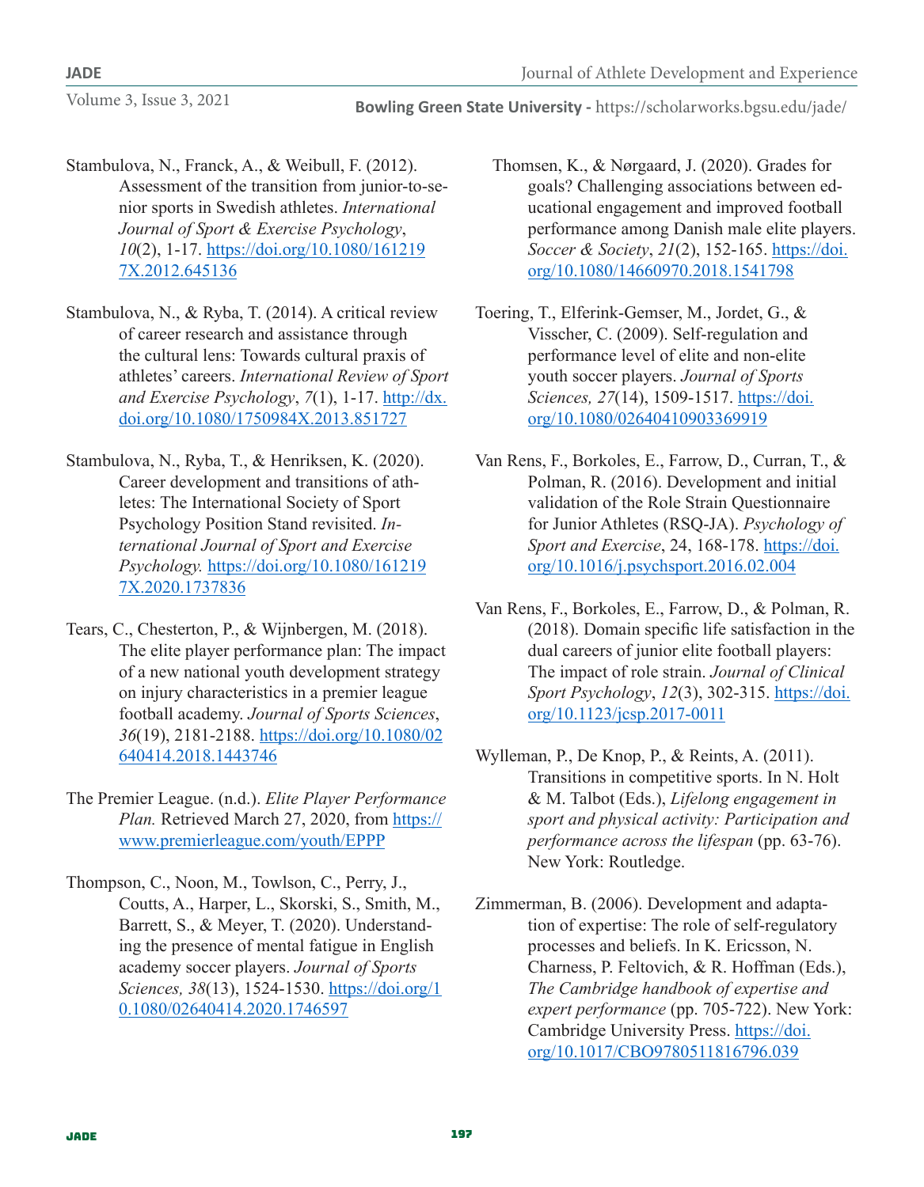Stambulova, N., Franck, A., & Weibull, F. (2012). Assessment of the transition from junior-to-senior sports in Swedish athletes. *International Journal of Sport & Exercise Psychology*, *10*(2), 1-17. https://doi.org/10.1080/1612197X.2012.645136

Stambulova, N., & Ryba, T. (2014). A critical review of career research and assistance through the cultural lens: Towards cultural praxis of athletes' careers. *International Review of Sport and Exercise Psychology*, *7*(1), 1-17. http://dx.doi.org/10.1080/1750984X.2013.851727

Stambulova, N., Ryba, T., & Henriksen, K. (2020). Career development and transitions of athletes: The International Society of Sport Psychology Position Stand revisited. *International Journal of Sport and Exercise Psychology.* https://doi.org/10.1080/1612197X.2020.1737836

Tears, C., Chesterton, P., & Wijnbergen, M. (2018). The elite player performance plan: The impact of a new national youth development strategy on injury characteristics in a premier league football academy. *Journal of Sports Sciences*, *36*(19), 2181-2188. https://doi.org/10.1080/02640414.2018.1443746

The Premier League. (n.d.). *Elite Player Performance Plan.* Retrieved March 27, 2020, from https://www.premierleague.com/youth/EPPP

Thompson, C., Noon, M., Towlson, C., Perry, J., Coutts, A., Harper, L., Skorski, S., Smith, M., Barrett, S., & Meyer, T. (2020). Understanding the presence of mental fatigue in English academy soccer players. *Journal of Sports Sciences, 38*(13), 1524-1530. https://doi.org/10.1080/02640414.2020.1746597

Thomsen, K., & Nørgaard, J. (2020). Grades for goals? Challenging associations between educational engagement and improved football performance among Danish male elite players. *Soccer & Society*, *21*(2), 152-165. https://doi.org/10.1080/14660970.2018.1541798

Toering, T., Elferink-Gemser, M., Jordet, G., & Visscher, C. (2009). Self-regulation and performance level of elite and non-elite youth soccer players. *Journal of Sports Sciences, 27*(14), 1509-1517. https://doi.org/10.1080/02640410903369919

Van Rens, F., Borkoles, E., Farrow, D., Curran, T., & Polman, R. (2016). Development and initial validation of the Role Strain Questionnaire for Junior Athletes (RSQ-JA). *Psychology of Sport and Exercise*, 24, 168-178. https://doi.org/10.1016/j.psychsport.2016.02.004

Van Rens, F., Borkoles, E., Farrow, D., & Polman, R. (2018). Domain specific life satisfaction in the dual careers of junior elite football players: The impact of role strain. *Journal of Clinical Sport Psychology*, *12*(3), 302-315. https://doi.org/10.1123/jcsp.2017-0011

Wylleman, P., De Knop, P., & Reints, A. (2011). Transitions in competitive sports. In N. Holt & M. Talbot (Eds.), *Lifelong engagement in sport and physical activity: Participation and performance across the lifespan* (pp. 63-76). New York: Routledge.

Zimmerman, B. (2006). Development and adaptation of expertise: The role of self-regulatory processes and beliefs. In K. Ericsson, N. Charness, P. Feltovich, & R. Hoffman (Eds.), *The Cambridge handbook of expertise and expert performance* (pp. 705-722). New York: Cambridge University Press. https://doi.org/10.1017/CBO9780511816796.039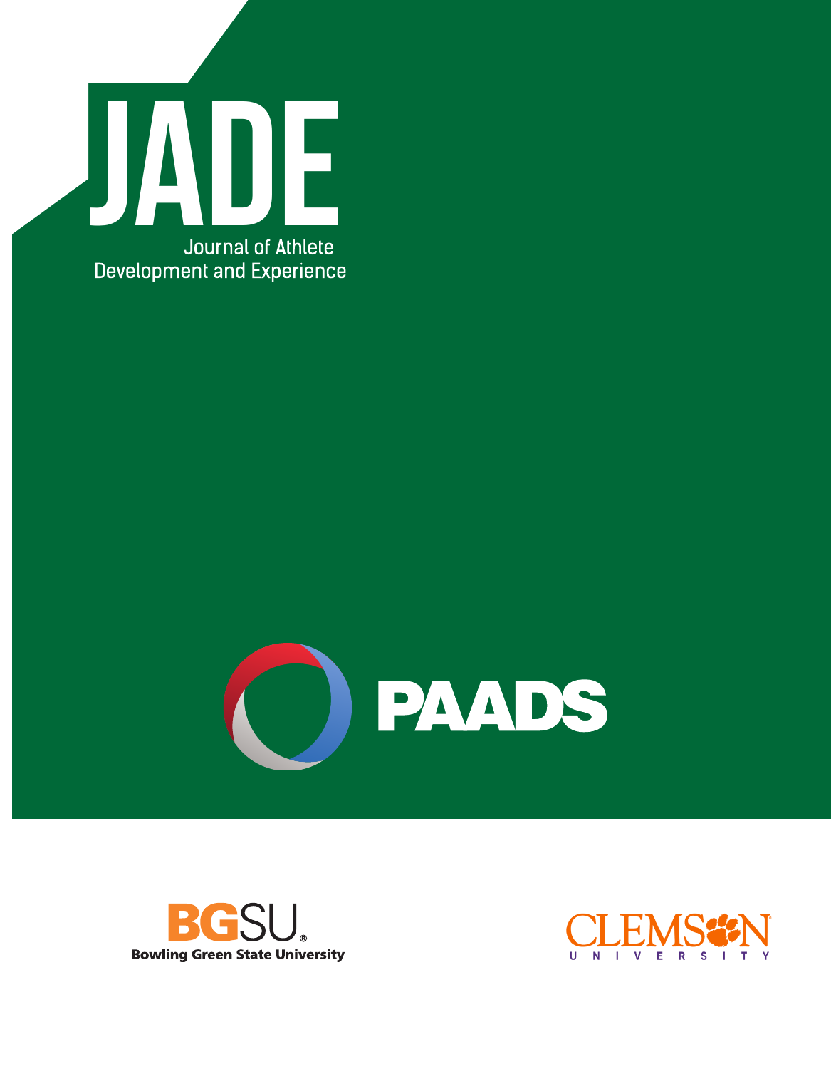# JADE

Journal of Athlete Development and Experience

PAADS

BGSU

Bowling Green State University

CLEMSON

UNIVERSITY